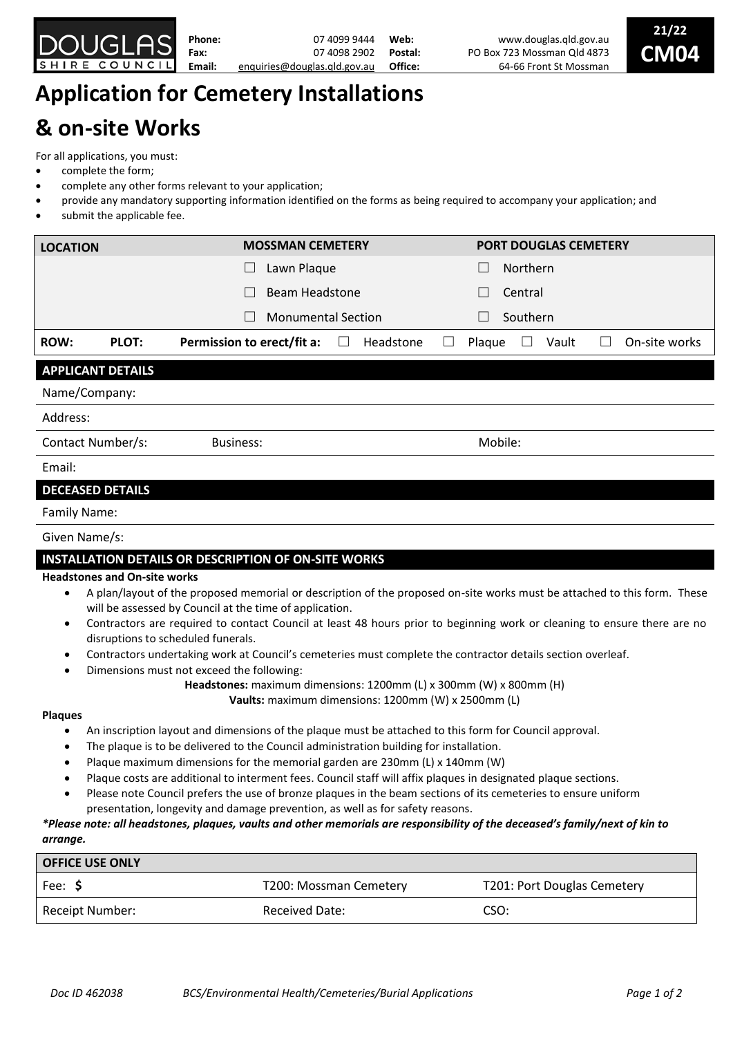DOUGLAS SHIRE COUNCIL

| | | | |
|---|---|---|---|
| **Phone:** | 07 4099 9444 | **Web:** | www.douglas.qld.gov.au |
| **Fax:** | 07 4098 2902 | **Postal:** | PO Box 723 Mossman Qld 4873 |
| **Email:** | enquiries@douglas.qld.gov.au | **Office:** | 64-66 Front St Mossman |

**21/22 CM04**

# Application for Cemetery Installations & on-site Works

For all applications, you must:

- complete the form;
- complete any other forms relevant to your application;
- provide any mandatory supporting information identified on the forms as being required to accompany your application; and
- submit the applicable fee.

| **LOCATION** | | **MOSSMAN CEMETERY** | | **PORT DOUGLAS CEMETERY** | |
|---|---|---|---|---|---|
| | | ☐ Lawn Plaque | | ☐ Northern | |
| | | ☐ Beam Headstone | | ☐ Central | |
| | | ☐ Monumental Section | | ☐ Southern | |
| **ROW:** | **PLOT:** | **Permission to erect/fit a:** | ☐ Headstone | ☐ Plaque ☐ Vault | ☐ On-site works |

## APPLICANT DETAILS

Name/Company:

Address:

Contact Number/s: Business: Mobile:

Email:

## DECEASED DETAILS

Family Name:

Given Name/s:

## INSTALLATION DETAILS OR DESCRIPTION OF ON-SITE WORKS

**Headstones and On-site works**

- A plan/layout of the proposed memorial or description of the proposed on-site works must be attached to this form. These will be assessed by Council at the time of application.
- Contractors are required to contact Council at least 48 hours prior to beginning work or cleaning to ensure there are no disruptions to scheduled funerals.
- Contractors undertaking work at Council's cemeteries must complete the contractor details section overleaf.
- Dimensions must not exceed the following:
  - **Headstones:** maximum dimensions: 1200mm (L) x 300mm (W) x 800mm (H)
  - **Vaults:** maximum dimensions: 1200mm (W) x 2500mm (L)

**Plaques**

- An inscription layout and dimensions of the plaque must be attached to this form for Council approval.
- The plaque is to be delivered to the Council administration building for installation.
- Plaque maximum dimensions for the memorial garden are 230mm (L) x 140mm (W)
- Plaque costs are additional to interment fees. Council staff will affix plaques in designated plaque sections.
- Please note Council prefers the use of bronze plaques in the beam sections of its cemeteries to ensure uniform presentation, longevity and damage prevention, as well as for safety reasons.

***Please note: all headstones, plaques, vaults and other memorials are responsibility of the deceased's family/next of kin to arrange.***

| **OFFICE USE ONLY** | | |
|---|---|---|
| Fee: **$** | T200: Mossman Cemetery | T201: Port Douglas Cemetery |
| Receipt Number: | Received Date: | CSO: |

*Doc ID 462038* *BCS/Environmental Health/Cemeteries/Burial Applications*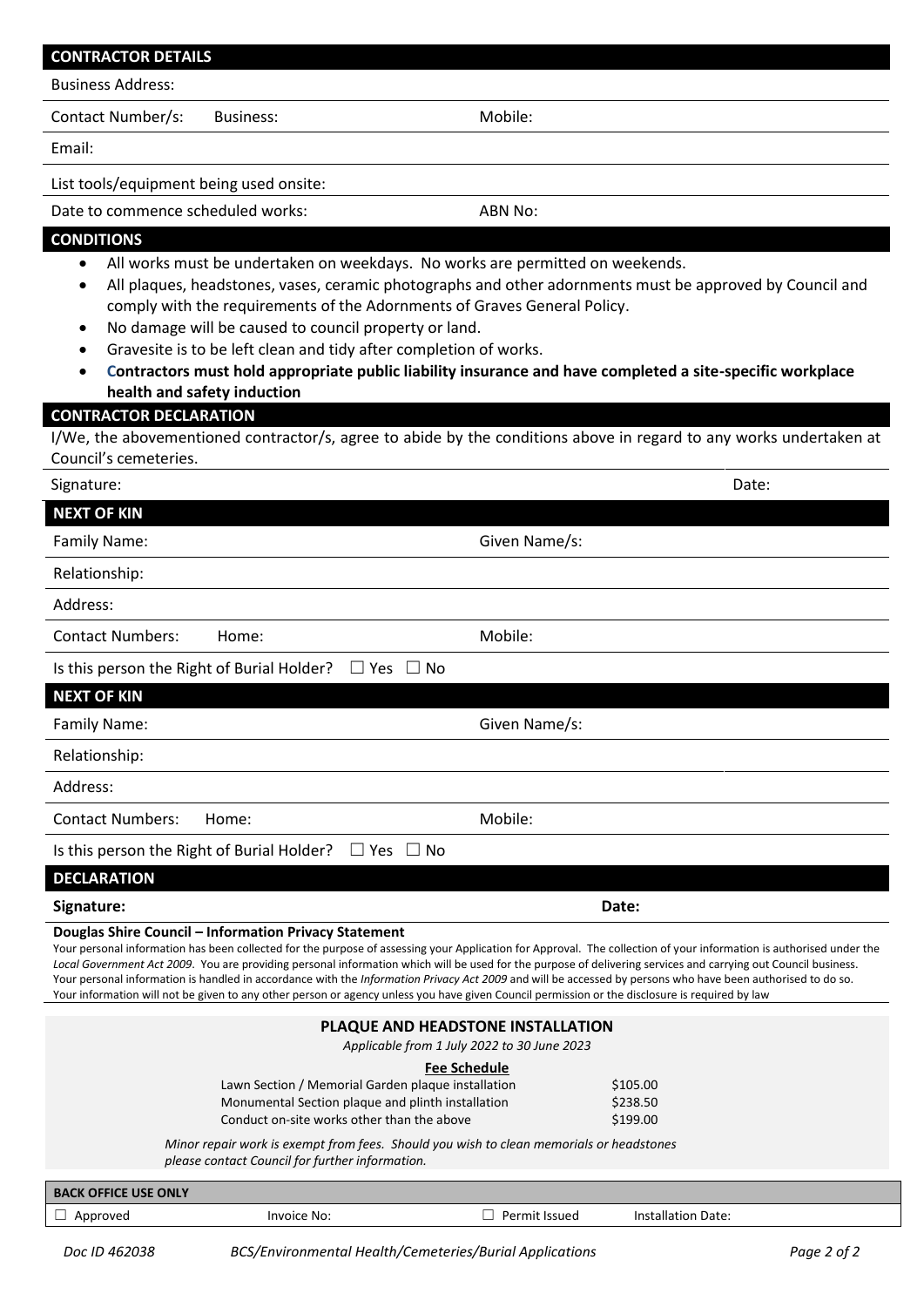## CONTRACTOR DETAILS

Business Address:

Contact Number/s: Business: Mobile:

Email:

List tools/equipment being used onsite:

Date to commence scheduled works: ABN No:

## CONDITIONS

- All works must be undertaken on weekdays. No works are permitted on weekends.
- All plaques, headstones, vases, ceramic photographs and other adornments must be approved by Council and comply with the requirements of the Adornments of Graves General Policy.
- No damage will be caused to council property or land.
- Gravesite is to be left clean and tidy after completion of works.
- **Contractors must hold appropriate public liability insurance and have completed a site-specific workplace health and safety induction**

## CONTRACTOR DECLARATION

I/We, the abovementioned contractor/s, agree to abide by the conditions above in regard to any works undertaken at Council's cemeteries.

Signature: Date:

## NEXT OF KIN

Family Name: Given Name/s:

Relationship:

Address:

Contact Numbers: Home: Mobile:

Is this person the Right of Burial Holder? ☐ Yes ☐ No

## NEXT OF KIN

Family Name: Given Name/s:

Relationship:

Address:

Contact Numbers: Home: Mobile:

Is this person the Right of Burial Holder? ☐ Yes ☐ No

## DECLARATION

**Signature:** **Date:**

**Douglas Shire Council – Information Privacy Statement**

Your personal information has been collected for the purpose of assessing your Application for Approval. The collection of your information is authorised under the *Local Government Act 2009*. You are providing personal information which will be used for the purpose of delivering services and carrying out Council business. Your personal information is handled in accordance with the *Information Privacy Act 2009* and will be accessed by persons who have been authorised to do so. Your information will not be given to any other person or agency unless you have given Council permission or the disclosure is required by law

### PLAQUE AND HEADSTONE INSTALLATION

*Applicable from 1 July 2022 to 30 June 2023*

**Fee Schedule**

| | |
|---|---|
| Lawn Section / Memorial Garden plaque installation | \$105.00 |
| Monumental Section plaque and plinth installation | \$238.50 |
| Conduct on-site works other than the above | \$199.00 |

*Minor repair work is exempt from fees. Should you wish to clean memorials or headstones please contact Council for further information.*

**BACK OFFICE USE ONLY**

☐ Approved Invoice No: ☐ Permit Issued Installation Date:

*Doc ID 462038* *BCS/Environmental Health/Cemeteries/Burial Applications*